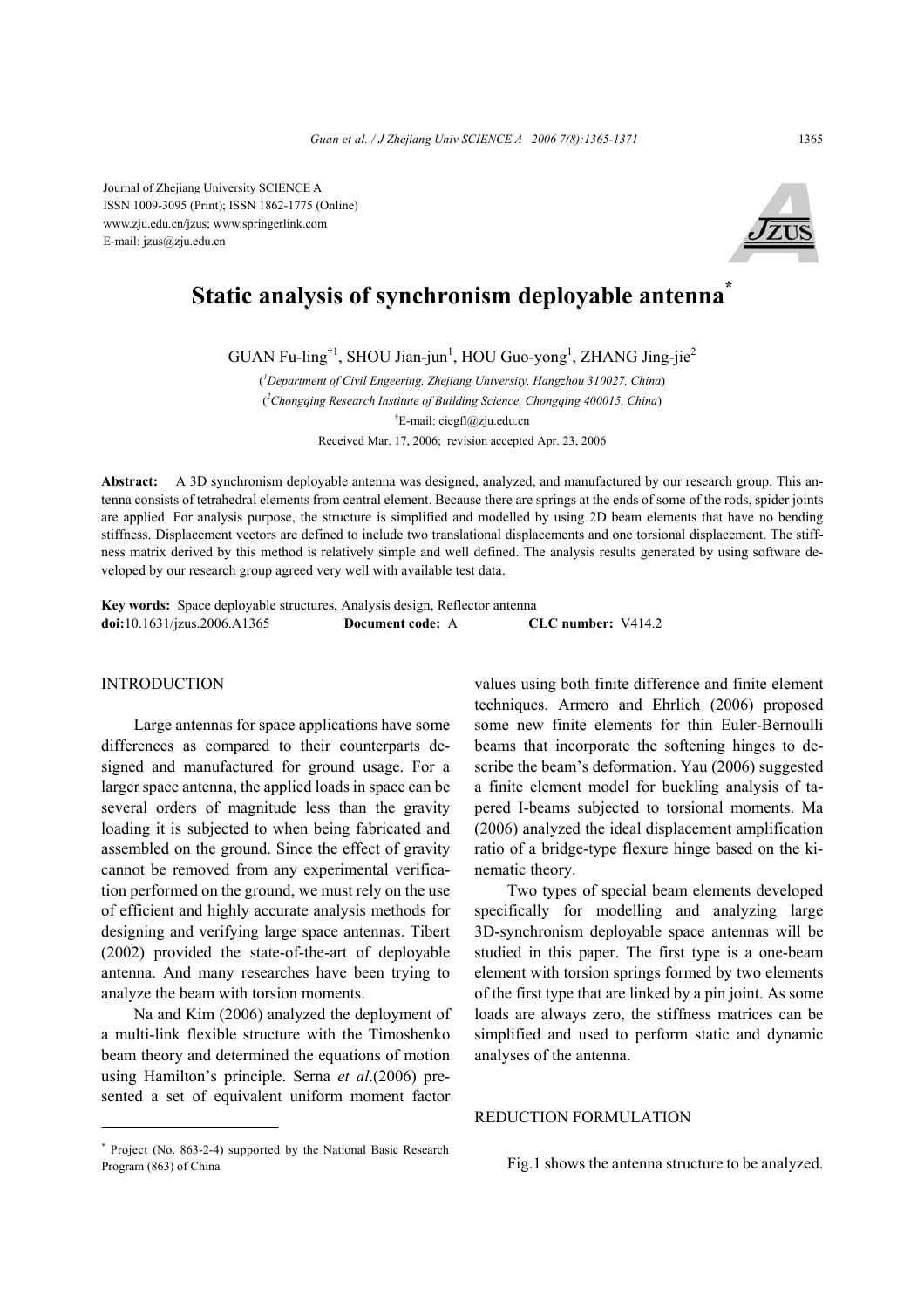Journal of Zhejiang University SCIENCE A
ISSN 1009-3095 (Print); ISSN 1862-1775 (Online)
www.zju.edu.cn/jzus; www.springerlink.com
E-mail: jzus@zju.edu.cn

# Static analysis of synchronism deployable antenna*

GUAN Fu-ling[†1], SHOU Jian-jun[1], HOU Guo-yong[1], ZHANG Jing-jie[2]

([1]Department of Civil Engeering, Zhejiang University, Hangzhou 310027, China)

([2]Chongqing Research Institute of Building Science, Chongqing 400015, China)

[†]E-mail: ciegfl@zju.edu.cn

Received Mar. 17, 2006; revision accepted Apr. 23, 2006

**Abstract:** A 3D synchronism deployable antenna was designed, analyzed, and manufactured by our research group. This antenna consists of tetrahedral elements from central element. Because there are springs at the ends of some of the rods, spider joints are applied. For analysis purpose, the structure is simplified and modelled by using 2D beam elements that have no bending stiffness. Displacement vectors are defined to include two translational displacements and one torsional displacement. The stiffness matrix derived by this method is relatively simple and well defined. The analysis results generated by using software developed by our research group agreed very well with available test data.

**Key words:** Space deployable structures, Analysis design, Reflector antenna

**doi:**10.1631/jzus.2006.A1365 **Document code:** A **CLC number:** V414.2

## INTRODUCTION

Large antennas for space applications have some differences as compared to their counterparts designed and manufactured for ground usage. For a larger space antenna, the applied loads in space can be several orders of magnitude less than the gravity loading it is subjected to when being fabricated and assembled on the ground. Since the effect of gravity cannot be removed from any experimental verification performed on the ground, we must rely on the use of efficient and highly accurate analysis methods for designing and verifying large space antennas. Tibert (2002) provided the state-of-the-art of deployable antenna. And many researches have been trying to analyze the beam with torsion moments.

Na and Kim (2006) analyzed the deployment of a multi-link flexible structure with the Timoshenko beam theory and determined the equations of motion using Hamilton's principle. Serna *et al*.(2006) presented a set of equivalent uniform moment factor values using both finite difference and finite element techniques. Armero and Ehrlich (2006) proposed some new finite elements for thin Euler-Bernoulli beams that incorporate the softening hinges to describe the beam's deformation. Yau (2006) suggested a finite element model for buckling analysis of tapered I-beams subjected to torsional moments. Ma (2006) analyzed the ideal displacement amplification ratio of a bridge-type flexure hinge based on the kinematic theory.

Two types of special beam elements developed specifically for modelling and analyzing large 3D-synchronism deployable space antennas will be studied in this paper. The first type is a one-beam element with torsion springs formed by two elements of the first type that are linked by a pin joint. As some loads are always zero, the stiffness matrices can be simplified and used to perform static and dynamic analyses of the antenna.

## REDUCTION FORMULATION

Fig.1 shows the antenna structure to be analyzed.

---

* Project (No. 863-2-4) supported by the National Basic Research Program (863) of China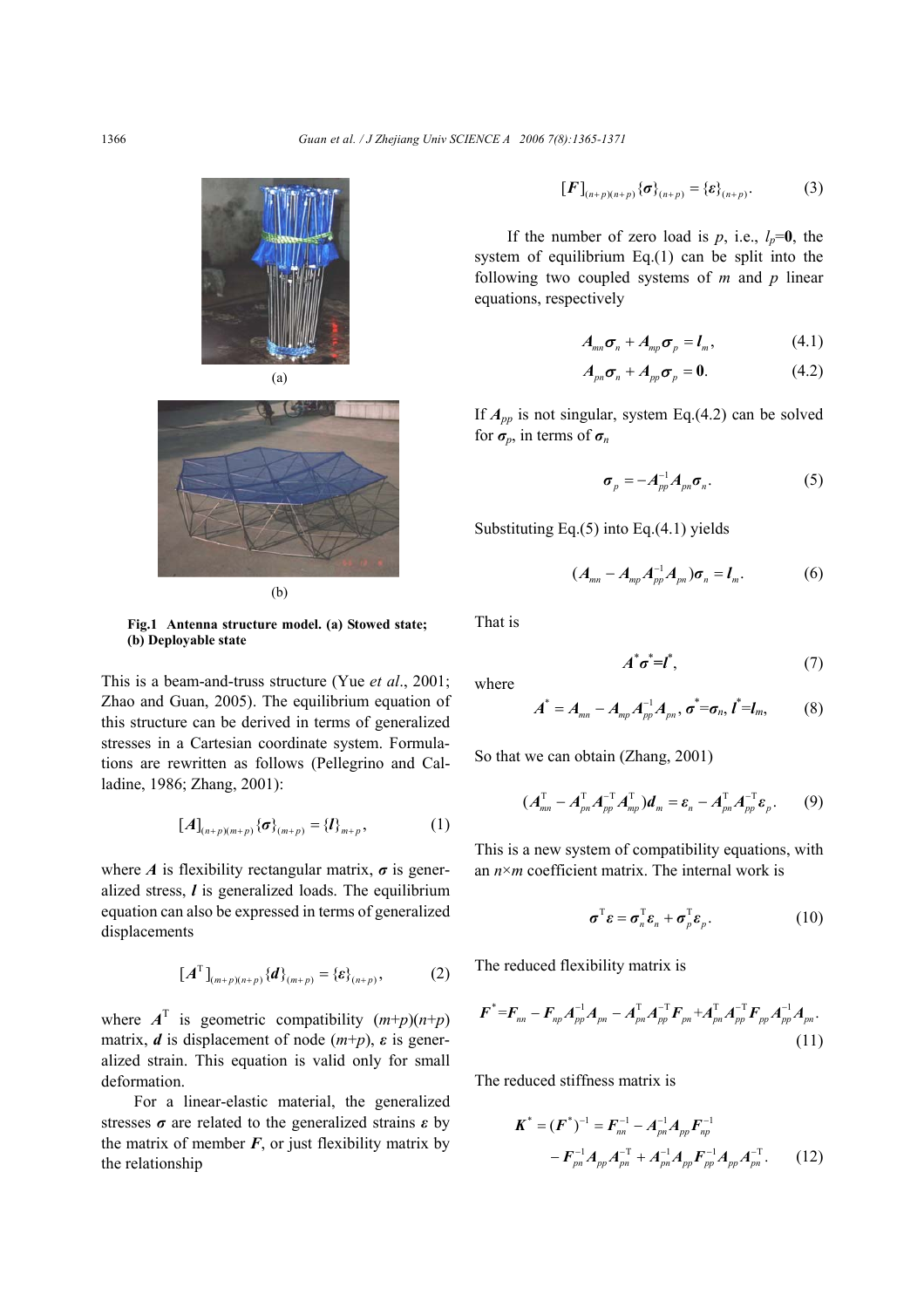(a)

(b)

**Fig.1 Antenna structure model. (a) Stowed state; (b) Deployable state**

This is a beam-and-truss structure (Yue *et al*., 2001; Zhao and Guan, 2005). The equilibrium equation of this structure can be derived in terms of generalized stresses in a Cartesian coordinate system. Formulations are rewritten as follows (Pellegrino and Calladine, 1986; Zhang, 2001):

$$[\boldsymbol{A}]_{(n+p)(m+p)}\{\boldsymbol{\sigma}\}_{(m+p)} = \{\boldsymbol{l}\}_{m+p}, \tag{1}$$

where $\boldsymbol{A}$ is flexibility rectangular matrix, $\boldsymbol{\sigma}$ is generalized stress, $\boldsymbol{l}$ is generalized loads. The equilibrium equation can also be expressed in terms of generalized displacements

$$[\boldsymbol{A}^{\mathrm{T}}]_{(m+p)(n+p)}\{\boldsymbol{d}\}_{(m+p)} = \{\boldsymbol{\varepsilon}\}_{(n+p)}, \tag{2}$$

where $\boldsymbol{A}^{\mathrm{T}}$ is geometric compatibility $(m+p)(n+p)$ matrix, $\boldsymbol{d}$ is displacement of node $(m+p)$, $\boldsymbol{\varepsilon}$ is generalized strain. This equation is valid only for small deformation.

For a linear-elastic material, the generalized stresses $\boldsymbol{\sigma}$ are related to the generalized strains $\boldsymbol{\varepsilon}$ by the matrix of member $\boldsymbol{F}$, or just flexibility matrix by the relationship

$$[\boldsymbol{F}]_{(n+p)(n+p)}\{\boldsymbol{\sigma}\}_{(n+p)} = \{\boldsymbol{\varepsilon}\}_{(n+p)}. \tag{3}$$

If the number of zero load is $p$, i.e., $\boldsymbol{l}_p=\boldsymbol{0}$, the system of equilibrium Eq.(1) can be split into the following two coupled systems of $m$ and $p$ linear equations, respectively

$$\boldsymbol{A}_{mn}\boldsymbol{\sigma}_n + \boldsymbol{A}_{mp}\boldsymbol{\sigma}_p = \boldsymbol{l}_m, \tag{4.1}$$

$$\boldsymbol{A}_{pn}\boldsymbol{\sigma}_n + \boldsymbol{A}_{pp}\boldsymbol{\sigma}_p = \boldsymbol{0}. \tag{4.2}$$

If $\boldsymbol{A}_{pp}$ is not singular, system Eq.(4.2) can be solved for $\boldsymbol{\sigma}_p$, in terms of $\boldsymbol{\sigma}_n$

$$\boldsymbol{\sigma}_p = -\boldsymbol{A}_{pp}^{-1}\boldsymbol{A}_{pn}\boldsymbol{\sigma}_n. \tag{5}$$

Substituting Eq.(5) into Eq.(4.1) yields

$$(\boldsymbol{A}_{mn} - \boldsymbol{A}_{mp}\boldsymbol{A}_{pp}^{-1}\boldsymbol{A}_{pn})\boldsymbol{\sigma}_n = \boldsymbol{l}_m. \tag{6}$$

That is

$$\boldsymbol{A}^*\boldsymbol{\sigma}^* = \boldsymbol{l}^*, \tag{7}$$

where

$$\boldsymbol{A}^* = \boldsymbol{A}_{mn} - \boldsymbol{A}_{mp}\boldsymbol{A}_{pp}^{-1}\boldsymbol{A}_{pn},\ \boldsymbol{\sigma}^*=\boldsymbol{\sigma}_n,\ \boldsymbol{l}^*=\boldsymbol{l}_m, \tag{8}$$

So that we can obtain (Zhang, 2001)

$$(\boldsymbol{A}_{mn}^{\mathrm{T}} - \boldsymbol{A}_{pn}^{\mathrm{T}}\boldsymbol{A}_{pp}^{-\mathrm{T}}\boldsymbol{A}_{mp}^{\mathrm{T}})\boldsymbol{d}_m = \boldsymbol{\varepsilon}_n - \boldsymbol{A}_{pn}^{\mathrm{T}}\boldsymbol{A}_{pp}^{-\mathrm{T}}\boldsymbol{\varepsilon}_p. \tag{9}$$

This is a new system of compatibility equations, with an $n\times m$ coefficient matrix. The internal work is

$$\boldsymbol{\sigma}^{\mathrm{T}}\boldsymbol{\varepsilon} = \boldsymbol{\sigma}_n^{\mathrm{T}}\boldsymbol{\varepsilon}_n + \boldsymbol{\sigma}_p^{\mathrm{T}}\boldsymbol{\varepsilon}_p. \tag{10}$$

The reduced flexibility matrix is

$$\boldsymbol{F}^* = \boldsymbol{F}_{nn} - \boldsymbol{F}_{np}\boldsymbol{A}_{pp}^{-1}\boldsymbol{A}_{pn} - \boldsymbol{A}_{pn}^{\mathrm{T}}\boldsymbol{A}_{pp}^{-\mathrm{T}}\boldsymbol{F}_{pn} + \boldsymbol{A}_{pn}^{\mathrm{T}}\boldsymbol{A}_{pp}^{-\mathrm{T}}\boldsymbol{F}_{pp}\boldsymbol{A}_{pp}^{-1}\boldsymbol{A}_{pn}. \tag{11}$$

The reduced stiffness matrix is

$$\boldsymbol{K}^* = (\boldsymbol{F}^*)^{-1} = \boldsymbol{F}_{nn}^{-1} - \boldsymbol{A}_{pn}^{-1}\boldsymbol{A}_{pp}\boldsymbol{F}_{np}^{-1} - \boldsymbol{F}_{pn}^{-1}\boldsymbol{A}_{pp}\boldsymbol{A}_{pn}^{-\mathrm{T}} + \boldsymbol{A}_{pn}^{-1}\boldsymbol{A}_{pp}\boldsymbol{F}_{pp}^{-1}\boldsymbol{A}_{pp}\boldsymbol{A}_{pn}^{-\mathrm{T}}. \tag{12}$$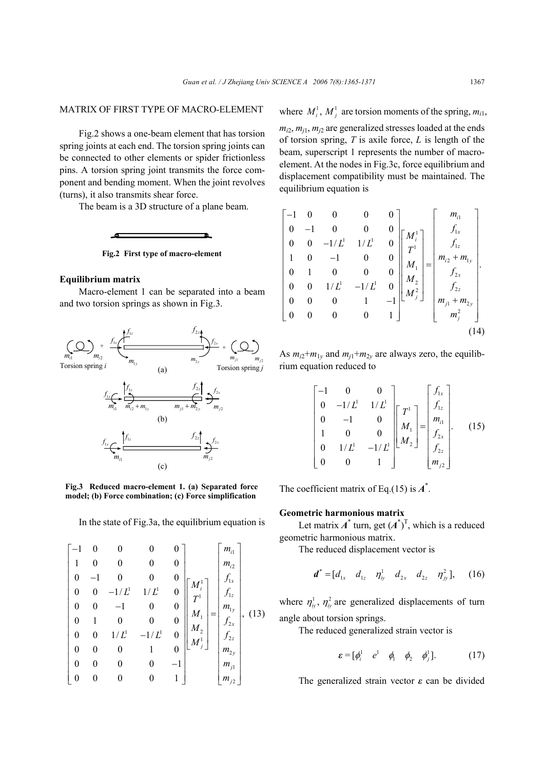## MATRIX OF FIRST TYPE OF MACRO-ELEMENT

Fig.2 shows a one-beam element that has torsion spring joints at each end. The torsion spring joints can be connected to other elements or spider frictionless pins. A torsion spring joint transmits the force component and bending moment. When the joint revolves (turns), it also transmits shear force.

The beam is a 3D structure of a plane beam.

**Fig.2 First type of macro-element**

### Equilibrium matrix

Macro-element 1 can be separated into a beam and two torsion springs as shown in Fig.3.

**Fig.3 Reduced macro-element 1. (a) Separated force model; (b) Force combination; (c) Force simplification**

In the state of Fig.3a, the equilibrium equation is

$$
\begin{bmatrix}
-1 & 0 & 0 & 0 & 0 \\
1 & 0 & 0 & 0 & 0 \\
0 & -1 & 0 & 0 & 0 \\
0 & 0 & -1/L^1 & 1/L^1 & 0 \\
0 & 0 & -1 & 0 & 0 \\
0 & 1 & 0 & 0 & 0 \\
0 & 0 & 1/L^1 & -1/L^1 & 0 \\
0 & 0 & 0 & 1 & 0 \\
0 & 0 & 0 & 0 & -1 \\
0 & 0 & 0 & 0 & 1
\end{bmatrix}
\begin{bmatrix}
M_i^1 \\ T^1 \\ M_1 \\ M_2 \\ M_j^1
\end{bmatrix}
=
\begin{bmatrix}
m_{i1} \\ m_{i2} \\ f_{1x} \\ f_{1z} \\ m_{1y} \\ f_{2x} \\ f_{2z} \\ m_{2y} \\ m_{j1} \\ m_{j2}
\end{bmatrix}, \tag{13}
$$

where $M_i^1$, $M_j^1$ are torsion moments of the spring, $m_{i1}$, $m_{i2}$, $m_{j1}$, $m_{j2}$ are generalized stresses loaded at the ends of torsion spring, $T$ is axile force, $L$ is length of the beam, superscript 1 represents the number of macro-element. At the nodes in Fig.3c, force equilibrium and displacement compatibility must be maintained. The equilibrium equation is

$$
\begin{bmatrix}
-1 & 0 & 0 & 0 & 0 \\
0 & -1 & 0 & 0 & 0 \\
0 & 0 & -1/L^1 & 1/L^1 & 0 \\
1 & 0 & -1 & 0 & 0 \\
0 & 1 & 0 & 0 & 0 \\
0 & 0 & 1/L^1 & -1/L^1 & 0 \\
0 & 0 & 0 & 1 & -1 \\
0 & 0 & 0 & 0 & 1
\end{bmatrix}
\begin{bmatrix}
M_i^1 \\ T^1 \\ M_1 \\ M_2 \\ M_j^2
\end{bmatrix}
=
\begin{bmatrix}
m_{i1} \\ f_{1x} \\ f_{1z} \\ m_{i2}+m_{1y} \\ f_{2x} \\ f_{2z} \\ m_{j1}+m_{2y} \\ m_j^2
\end{bmatrix}. \tag{14}
$$

As $m_{i2}+m_{1y}$ and $m_{j1}+m_{2y}$ are always zero, the equilibrium equation reduced to

$$
\begin{bmatrix}
-1 & 0 & 0 \\
0 & -1/L^1 & 1/L^1 \\
0 & -1 & 0 \\
1 & 0 & 0 \\
0 & 1/L^1 & -1/L^1 \\
0 & 0 & 1
\end{bmatrix}
\begin{bmatrix}
T^1 \\ M_1 \\ M_2
\end{bmatrix}
=
\begin{bmatrix}
f_{1x} \\ f_{1z} \\ m_{i1} \\ f_{2x} \\ f_{2z} \\ m_{j2}
\end{bmatrix}. \tag{15}
$$

The coefficient matrix of Eq.(15) is $\boldsymbol{A}^*$.

### Geometric harmonious matrix

Let matrix $\boldsymbol{A}^*$ turn, get $(\boldsymbol{A}^*)^{\mathrm{T}}$, which is a reduced geometric harmonious matrix.

The reduced displacement vector is

$$
\boldsymbol{d}^* = [d_{1x} \quad d_{1z} \quad \eta_{iy}^1 \quad d_{2x} \quad d_{2z} \quad \eta_{jy}^2], \tag{16}
$$

where $\eta_{iy}^1$, $\eta_{iy}^2$ are generalized displacements of turn angle about torsion springs.

The reduced generalized strain vector is

$$
\boldsymbol{\varepsilon} = [\phi_i^1 \quad e^1 \quad \phi_1 \quad \phi_2 \quad \phi_j^1]. \tag{17}
$$

The generalized strain vector $\boldsymbol{\varepsilon}$ can be divided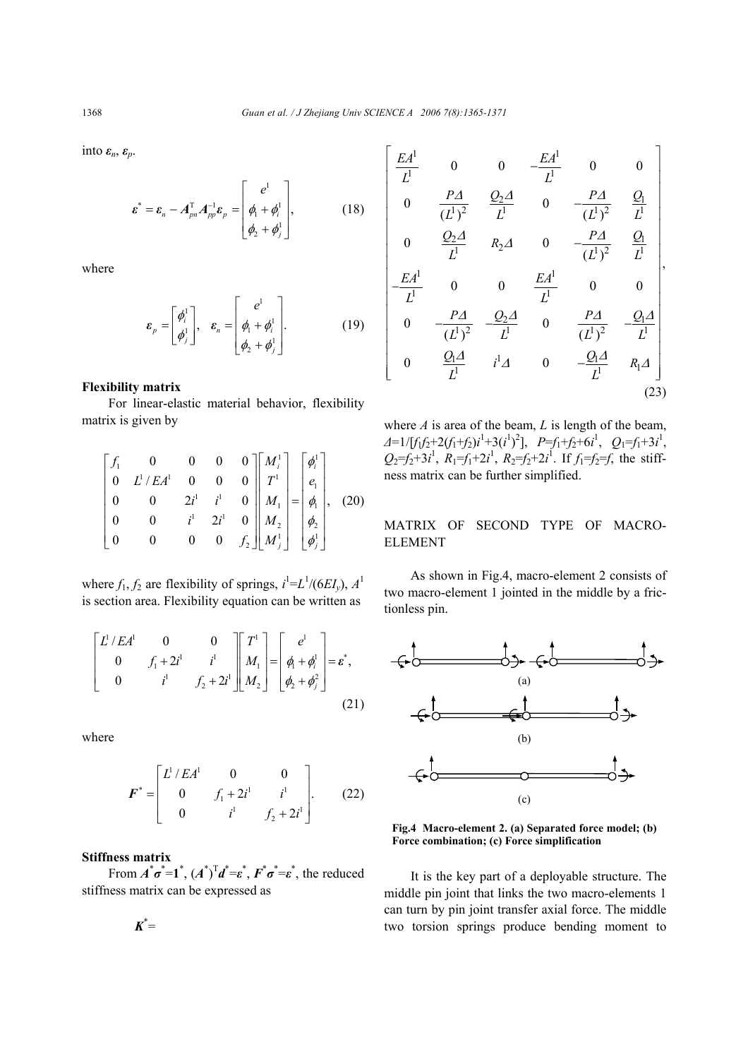into $\boldsymbol{\varepsilon}_n$, $\boldsymbol{\varepsilon}_p$.

$$\boldsymbol{\varepsilon}^* = \boldsymbol{\varepsilon}_n - \boldsymbol{A}_{pn}^{\mathrm{T}} \boldsymbol{A}_{pp}^{-1} \boldsymbol{\varepsilon}_p = \begin{bmatrix} e^1 \\ \phi_1 + \phi_i^1 \\ \phi_2 + \phi_j^1 \end{bmatrix}, \tag{18}$$

where

$$\boldsymbol{\varepsilon}_p = \begin{bmatrix} \phi_i^1 \\ \phi_j^1 \end{bmatrix}, \quad \boldsymbol{\varepsilon}_n = \begin{bmatrix} e^1 \\ \phi_1 + \phi_i^1 \\ \phi_2 + \phi_j^1 \end{bmatrix}. \tag{19}$$

**Flexibility matrix**

For linear-elastic material behavior, flexibility matrix is given by

$$\begin{bmatrix} f_1 & 0 & 0 & 0 & 0 \\ 0 & L^1/EA^1 & 0 & 0 & 0 \\ 0 & 0 & 2i^1 & i^1 & 0 \\ 0 & 0 & i^1 & 2i^1 & 0 \\ 0 & 0 & 0 & 0 & f_2 \end{bmatrix} \begin{bmatrix} M_i^1 \\ T^1 \\ M_1 \\ M_2 \\ M_j^1 \end{bmatrix} = \begin{bmatrix} \phi_i^1 \\ e_1 \\ \phi_1 \\ \phi_2 \\ \phi_j^1 \end{bmatrix}, \tag{20}$$

where $f_1$, $f_2$ are flexibility of springs, $i^1 = L^1/(6EI_y)$, $A^1$ is section area. Flexibility equation can be written as

$$\begin{bmatrix} L^1/EA^1 & 0 & 0 \\ 0 & f_1 + 2i^1 & i^1 \\ 0 & i^1 & f_2 + 2i^1 \end{bmatrix} \begin{bmatrix} T^1 \\ M_1 \\ M_2 \end{bmatrix} = \begin{bmatrix} e^1 \\ \phi_1 + \phi_i^1 \\ \phi_2 + \phi_j^2 \end{bmatrix} = \boldsymbol{\varepsilon}^*, \tag{21}$$

where

$$\boldsymbol{F}^* = \begin{bmatrix} L^1/EA^1 & 0 & 0 \\ 0 & f_1 + 2i^1 & i^1 \\ 0 & i^1 & f_2 + 2i^1 \end{bmatrix}. \tag{22}$$

**Stiffness matrix**

From $\boldsymbol{A}^*\boldsymbol{\sigma}^* = \boldsymbol{1}^*$, $(\boldsymbol{A}^*)^{\mathrm{T}}\boldsymbol{d}^* = \boldsymbol{\varepsilon}^*$, $\boldsymbol{F}^*\boldsymbol{\sigma}^* = \boldsymbol{\varepsilon}^*$, the reduced stiffness matrix can be expressed as

$$\boldsymbol{K}^* = \begin{bmatrix} \frac{EA^1}{L^1} & 0 & 0 & -\frac{EA^1}{L^1} & 0 & 0 \\ 0 & \frac{P\Delta}{(L^1)^2} & \frac{Q_2\Delta}{L^1} & 0 & -\frac{P\Delta}{(L^1)^2} & \frac{Q_1}{L^1} \\ 0 & \frac{Q_2\Delta}{L^1} & R_2\Delta & 0 & -\frac{P\Delta}{(L^1)^2} & \frac{Q_1}{L^1} \\ -\frac{EA^1}{L^1} & 0 & 0 & \frac{EA^1}{L^1} & 0 & 0 \\ 0 & -\frac{P\Delta}{(L^1)^2} & -\frac{Q_2\Delta}{L^1} & 0 & \frac{P\Delta}{(L^1)^2} & -\frac{Q_1\Delta}{L^1} \\ 0 & \frac{Q_1\Delta}{L^1} & i^1\Delta & 0 & -\frac{Q_1\Delta}{L^1} & R_1\Delta \end{bmatrix}, \tag{23}$$

where $A$ is area of the beam, $L$ is length of the beam, $\Delta = 1/[f_1f_2 + 2(f_1+f_2)i^1 + 3(i^1)^2]$, $P = f_1 + f_2 + 6i^1$, $Q_1 = f_1 + 3i^1$, $Q_2 = f_2 + 3i^1$, $R_1 = f_1 + 2i^1$, $R_2 = f_2 + 2i^1$. If $f_1 = f_2 = f$, the stiffness matrix can be further simplified.

## MATRIX OF SECOND TYPE OF MACRO-ELEMENT

As shown in Fig.4, macro-element 2 consists of two macro-element 1 jointed in the middle by a frictionless pin.

**Fig.4 Macro-element 2. (a) Separated force model; (b) Force combination; (c) Force simplification**

It is the key part of a deployable structure. The middle pin joint that links the two macro-elements 1 can turn by pin joint transfer axial force. The middle two torsion springs produce bending moment to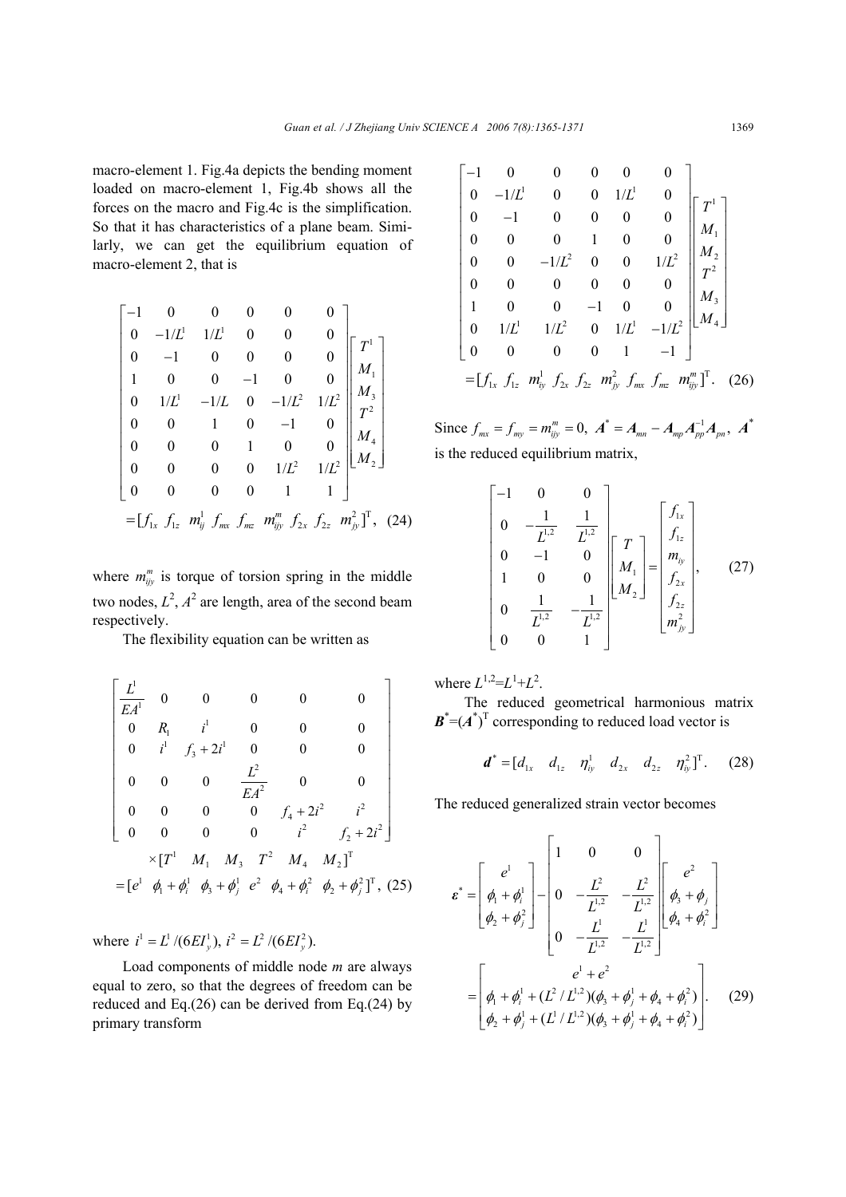macro-element 1. Fig.4a depicts the bending moment loaded on macro-element 1, Fig.4b shows all the forces on the macro and Fig.4c is the simplification. So that it has characteristics of a plane beam. Similarly, we can get the equilibrium equation of macro-element 2, that is

$$
\begin{bmatrix}
-1 & 0 & 0 & 0 & 0 & 0 \\
0 & -1/L^1 & 1/L^1 & 0 & 0 & 0 \\
0 & -1 & 0 & 0 & 0 & 0 \\
1 & 0 & 0 & -1 & 0 & 0 \\
0 & 1/L^1 & -1/L & 0 & -1/L^2 & 1/L^2 \\
0 & 0 & 1 & 0 & -1 & 0 \\
0 & 0 & 0 & 1 & 0 & 0 \\
0 & 0 & 0 & 0 & 1/L^2 & 1/L^2 \\
0 & 0 & 0 & 0 & 1 & 1
\end{bmatrix}
\begin{bmatrix} T^1 \\ M_1 \\ M_3 \\ T^2 \\ M_4 \\ M_2 \end{bmatrix}
= [f_{1x}\ f_{1z}\ m_{ij}^1\ f_{mx}\ f_{mz}\ m_{ijy}^m\ f_{2x}\ f_{2z}\ m_{jy}^2]^{\mathrm{T}}, \quad (24)
$$

where $m_{ijy}^m$ is torque of torsion spring in the middle two nodes, $L^2$, $A^2$ are length, area of the second beam respectively.

The flexibility equation can be written as

$$
\begin{bmatrix}
\frac{L^1}{EA^1} & 0 & 0 & 0 & 0 & 0 \\
0 & R_1 & i^1 & 0 & 0 & 0 \\
0 & i^1 & f_3+2i^1 & 0 & 0 & 0 \\
0 & 0 & 0 & \frac{L^2}{EA^2} & 0 & 0 \\
0 & 0 & 0 & 0 & f_4+2i^2 & i^2 \\
0 & 0 & 0 & 0 & i^2 & f_2+2i^2
\end{bmatrix}
\times [T^1\ \ M_1\ \ M_3\ \ T^2\ \ M_4\ \ M_2]^{\mathrm{T}}
= [e^1\ \ \phi_1+\phi_i^1\ \ \phi_3+\phi_j^1\ \ e^2\ \ \phi_4+\phi_i^2\ \ \phi_2+\phi_j^2]^{\mathrm{T}}, \quad (25)
$$

where $i^1 = L^1/(6EI_y^1)$, $i^2 = L^2/(6EI_y^2)$.

Load components of middle node $m$ are always equal to zero, so that the degrees of freedom can be reduced and Eq.(26) can be derived from Eq.(24) by primary transform

$$
\begin{bmatrix}
-1 & 0 & 0 & 0 & 0 & 0 \\
0 & -1/L^1 & 0 & 0 & 1/L^1 & 0 \\
0 & -1 & 0 & 0 & 0 & 0 \\
0 & 0 & 0 & 1 & 0 & 0 \\
0 & 0 & -1/L^2 & 0 & 0 & 1/L^2 \\
0 & 0 & 0 & 0 & 0 & 0 \\
1 & 0 & 0 & -1 & 0 & 0 \\
0 & 1/L^1 & 1/L^2 & 0 & 1/L^1 & -1/L^2 \\
0 & 0 & 0 & 0 & 1 & -1
\end{bmatrix}
\begin{bmatrix} T^1 \\ M_1 \\ M_2 \\ T^2 \\ M_3 \\ M_4 \end{bmatrix}
= [f_{1x}\ f_{1z}\ m_{iy}^1\ f_{2x}\ f_{2z}\ m_{jy}^2\ f_{mx}\ f_{mz}\ m_{ijy}^m]^{\mathrm{T}}. \quad (26)
$$

Since $f_{mx}=f_{my}=m_{ijy}^m=0$, $\boldsymbol{A}^*=\boldsymbol{A}_{mn}-\boldsymbol{A}_{mp}\boldsymbol{A}_{pp}^{-1}\boldsymbol{A}_{pn}$, $\boldsymbol{A}^*$ is the reduced equilibrium matrix,

$$
\begin{bmatrix}
-1 & 0 & 0 \\
0 & -\frac{1}{L^{1,2}} & \frac{1}{L^{1,2}} \\
0 & -1 & 0 \\
1 & 0 & 0 \\
0 & \frac{1}{L^{1,2}} & -\frac{1}{L^{1,2}} \\
0 & 0 & 1
\end{bmatrix}
\begin{bmatrix} T \\ M_1 \\ M_2 \end{bmatrix}
=
\begin{bmatrix} f_{1x} \\ f_{1z} \\ m_{iy} \\ f_{2x} \\ f_{2z} \\ m_{jy}^2 \end{bmatrix}, \quad (27)
$$

where $L^{1,2}=L^1+L^2$.

The reduced geometrical harmonious matrix $\boldsymbol{B}^*=(\boldsymbol{A}^*)^{\mathrm{T}}$ corresponding to reduced load vector is

$$
\boldsymbol{d}^* = [d_{1x}\quad d_{1z}\quad \eta_{iy}^1\quad d_{2x}\quad d_{2z}\quad \eta_{iy}^2]^{\mathrm{T}}. \quad (28)
$$

The reduced generalized strain vector becomes

$$
\boldsymbol{\varepsilon}^* =
\begin{bmatrix} e^1 \\ \phi_1+\phi_i^1 \\ \phi_2+\phi_j^2 \end{bmatrix}
-
\begin{bmatrix}
1 & 0 & 0 \\
0 & -\frac{L^2}{L^{1,2}} & -\frac{L^2}{L^{1,2}} \\
0 & -\frac{L^1}{L^{1,2}} & -\frac{L^1}{L^{1,2}}
\end{bmatrix}
\begin{bmatrix} e^2 \\ \phi_3+\phi_j \\ \phi_4+\phi_i^2 \end{bmatrix}
=
\begin{bmatrix}
e^1+e^2 \\
\phi_1+\phi_i^1+(L^2/L^{1,2})(\phi_3+\phi_j^1+\phi_4+\phi_i^2) \\
\phi_2+\phi_j^1+(L^1/L^{1,2})(\phi_3+\phi_j^1+\phi_4+\phi_i^2)
\end{bmatrix}. \quad (29)
$$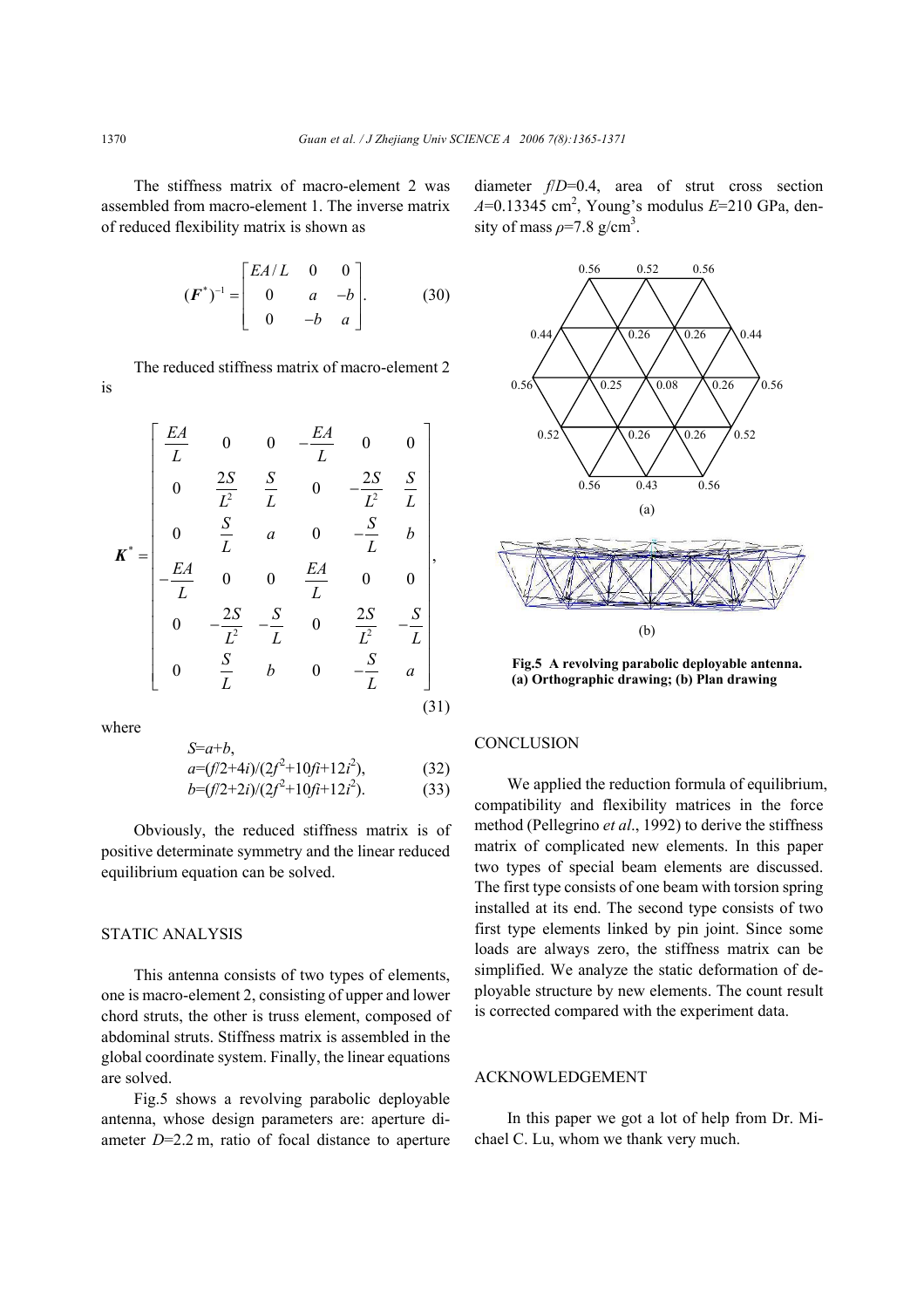The stiffness matrix of macro-element 2 was assembled from macro-element 1. The inverse matrix of reduced flexibility matrix is shown as

$$(\boldsymbol{F}^{*})^{-1}=\begin{bmatrix} EA/L & 0 & 0 \\ 0 & a & -b \\ 0 & -b & a \end{bmatrix}. \tag{30}$$

The reduced stiffness matrix of macro-element 2 is

$$\boldsymbol{K}^{*}=\begin{bmatrix} \frac{EA}{L} & 0 & 0 & -\frac{EA}{L} & 0 & 0 \\ 0 & \frac{2S}{L^2} & \frac{S}{L} & 0 & -\frac{2S}{L^2} & \frac{S}{L} \\ 0 & \frac{S}{L} & a & 0 & -\frac{S}{L} & b \\ -\frac{EA}{L} & 0 & 0 & \frac{EA}{L} & 0 & 0 \\ 0 & -\frac{2S}{L^2} & -\frac{S}{L} & 0 & \frac{2S}{L^2} & -\frac{S}{L} \\ 0 & \frac{S}{L} & b & 0 & -\frac{S}{L} & a \end{bmatrix}, \tag{31}$$

where

$$S=a+b,$$

$$a=(f/2+4i)/(2f^2+10fi+12i^2), \tag{32}$$

$$b=(f/2+2i)/(2f^2+10fi+12i^2). \tag{33}$$

Obviously, the reduced stiffness matrix is of positive determinate symmetry and the linear reduced equilibrium equation can be solved.

## STATIC ANALYSIS

This antenna consists of two types of elements, one is macro-element 2, consisting of upper and lower chord struts, the other is truss element, composed of abdominal struts. Stiffness matrix is assembled in the global coordinate system. Finally, the linear equations are solved.

Fig.5 shows a revolving parabolic deployable antenna, whose design parameters are: aperture diameter $D$=2.2 m, ratio of focal distance to aperture diameter $f/D$=0.4, area of strut cross section $A$=0.13345 cm$^2$, Young's modulus $E$=210 GPa, density of mass $\rho$=7.8 g/cm$^3$.

**Fig.5 A revolving parabolic deployable antenna. (a) Orthographic drawing; (b) Plan drawing**

## CONCLUSION

We applied the reduction formula of equilibrium, compatibility and flexibility matrices in the force method (Pellegrino *et al.*, 1992) to derive the stiffness matrix of complicated new elements. In this paper two types of special beam elements are discussed. The first type consists of one beam with torsion spring installed at its end. The second type consists of two first type elements linked by pin joint. Since some loads are always zero, the stiffness matrix can be simplified. We analyze the static deformation of deployable structure by new elements. The count result is corrected compared with the experiment data.

## ACKNOWLEDGEMENT

In this paper we got a lot of help from Dr. Michael C. Lu, whom we thank very much.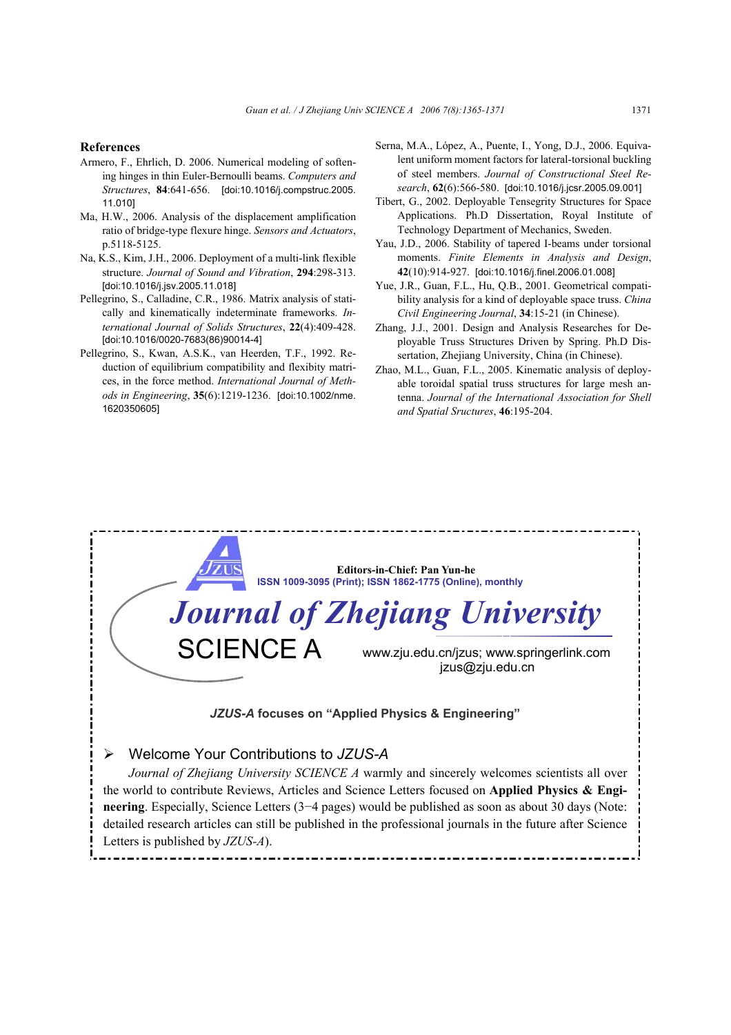## References

Armero, F., Ehrlich, D. 2006. Numerical modeling of softening hinges in thin Euler-Bernoulli beams. *Computers and Structures*, **84**:641-656. [doi:10.1016/j.compstruc.2005.11.010]

Ma, H.W., 2006. Analysis of the displacement amplification ratio of bridge-type flexure hinge. *Sensors and Actuators*, p.5118-5125.

Na, K.S., Kim, J.H., 2006. Deployment of a multi-link flexible structure. *Journal of Sound and Vibration*, **294**:298-313. [doi:10.1016/j.jsv.2005.11.018]

Pellegrino, S., Calladine, C.R., 1986. Matrix analysis of statically and kinematically indeterminate frameworks. *International Journal of Solids Structures*, **22**(4):409-428. [doi:10.1016/0020-7683(86)90014-4]

Pellegrino, S., Kwan, A.S.K., van Heerden, T.F., 1992. Reduction of equilibrium compatibility and flexibity matrices, in the force method. *International Journal of Methods in Engineering*, **35**(6):1219-1236. [doi:10.1002/nme.1620350605]

Serna, M.A., López, A., Puente, I., Yong, D.J., 2006. Equivalent uniform moment factors for lateral-torsional buckling of steel members. *Journal of Constructional Steel Research*, **62**(6):566-580. [doi:10.1016/j.jcsr.2005.09.001]

Tibert, G., 2002. Deployable Tensegrity Structures for Space Applications. Ph.D Dissertation, Royal Institute of Technology Department of Mechanics, Sweden.

Yau, J.D., 2006. Stability of tapered I-beams under torsional moments. *Finite Elements in Analysis and Design*, **42**(10):914-927. [doi:10.1016/j.finel.2006.01.008]

Yue, J.R., Guan, F.L., Hu, Q.B., 2001. Geometrical compatibility analysis for a kind of deployable space truss. *China Civil Engineering Journal*, **34**:15-21 (in Chinese).

Zhang, J.J., 2001. Design and Analysis Researches for Deployable Truss Structures Driven by Spring. Ph.D Dissertation, Zhejiang University, China (in Chinese).

Zhao, M.L., Guan, F.L., 2005. Kinematic analysis of deployable toroidal spatial truss structures for large mesh antenna. *Journal of the International Association for Shell and Spatial Srructures*, **46**:195-204.

---

**Editors-in-Chief: Pan Yun-he**
**ISSN 1009-3095 (Print); ISSN 1862-1775 (Online), monthly**

# *Journal of Zhejiang University*
## SCIENCE A

www.zju.edu.cn/jzus; www.springerlink.com
jzus@zju.edu.cn

***JZUS-A* focuses on "Applied Physics & Engineering"**

- Welcome Your Contributions to *JZUS-A*

*Journal of Zhejiang University SCIENCE A* warmly and sincerely welcomes scientists all over the world to contribute Reviews, Articles and Science Letters focused on **Applied Physics & Engineering**. Especially, Science Letters (3−4 pages) would be published as soon as about 30 days (Note: detailed research articles can still be published in the professional journals in the future after Science Letters is published by *JZUS-A*).